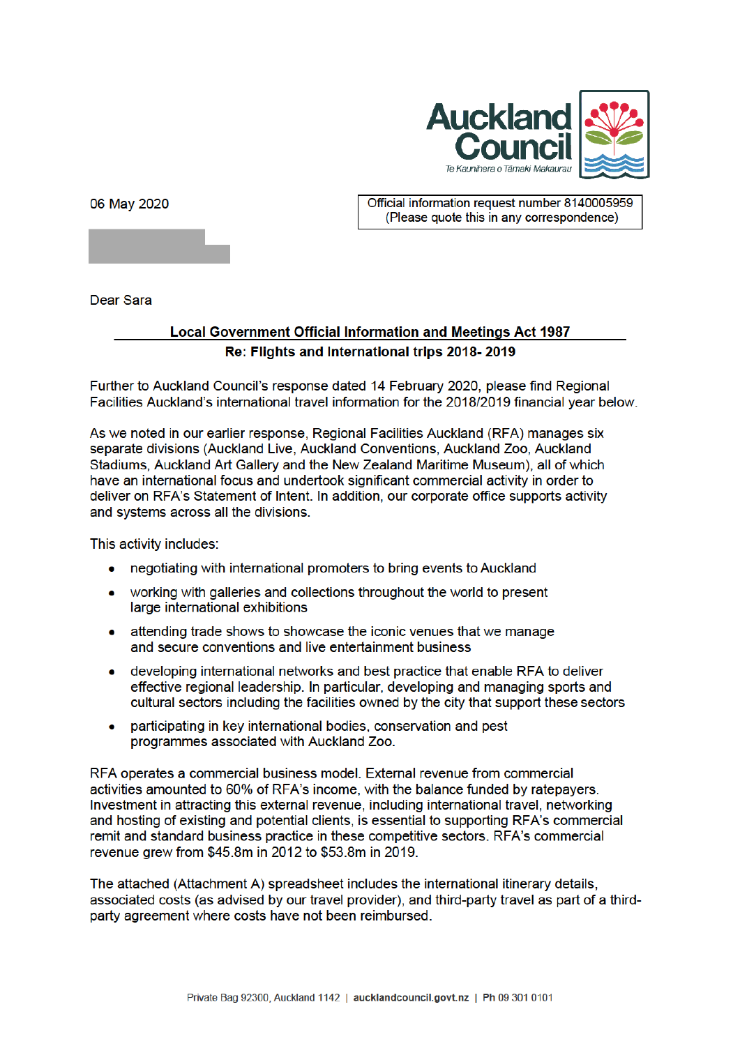06 May 2020

Official information request number 8140005959
(Please quote this in any correspondence)

Dear Sara

**Local Government Official Information and Meetings Act 1987**

**Re: Flights and International trips 2018- 2019**

Further to Auckland Council's response dated 14 February 2020, please find Regional Facilities Auckland's international travel information for the 2018/2019 financial year below.

As we noted in our earlier response, Regional Facilities Auckland (RFA) manages six separate divisions (Auckland Live, Auckland Conventions, Auckland Zoo, Auckland Stadiums, Auckland Art Gallery and the New Zealand Maritime Museum), all of which have an international focus and undertook significant commercial activity in order to deliver on RFA's Statement of Intent. In addition, our corporate office supports activity and systems across all the divisions.

This activity includes:

- negotiating with international promoters to bring events to Auckland
- working with galleries and collections throughout the world to present large international exhibitions
- attending trade shows to showcase the iconic venues that we manage and secure conventions and live entertainment business
- developing international networks and best practice that enable RFA to deliver effective regional leadership. In particular, developing and managing sports and cultural sectors including the facilities owned by the city that support these sectors
- participating in key international bodies, conservation and pest programmes associated with Auckland Zoo.

RFA operates a commercial business model. External revenue from commercial activities amounted to 60% of RFA's income, with the balance funded by ratepayers. Investment in attracting this external revenue, including international travel, networking and hosting of existing and potential clients, is essential to supporting RFA's commercial remit and standard business practice in these competitive sectors. RFA's commercial revenue grew from $45.8m in 2012 to $53.8m in 2019.

The attached (Attachment A) spreadsheet includes the international itinerary details, associated costs (as advised by our travel provider), and third-party travel as part of a third-party agreement where costs have not been reimbursed.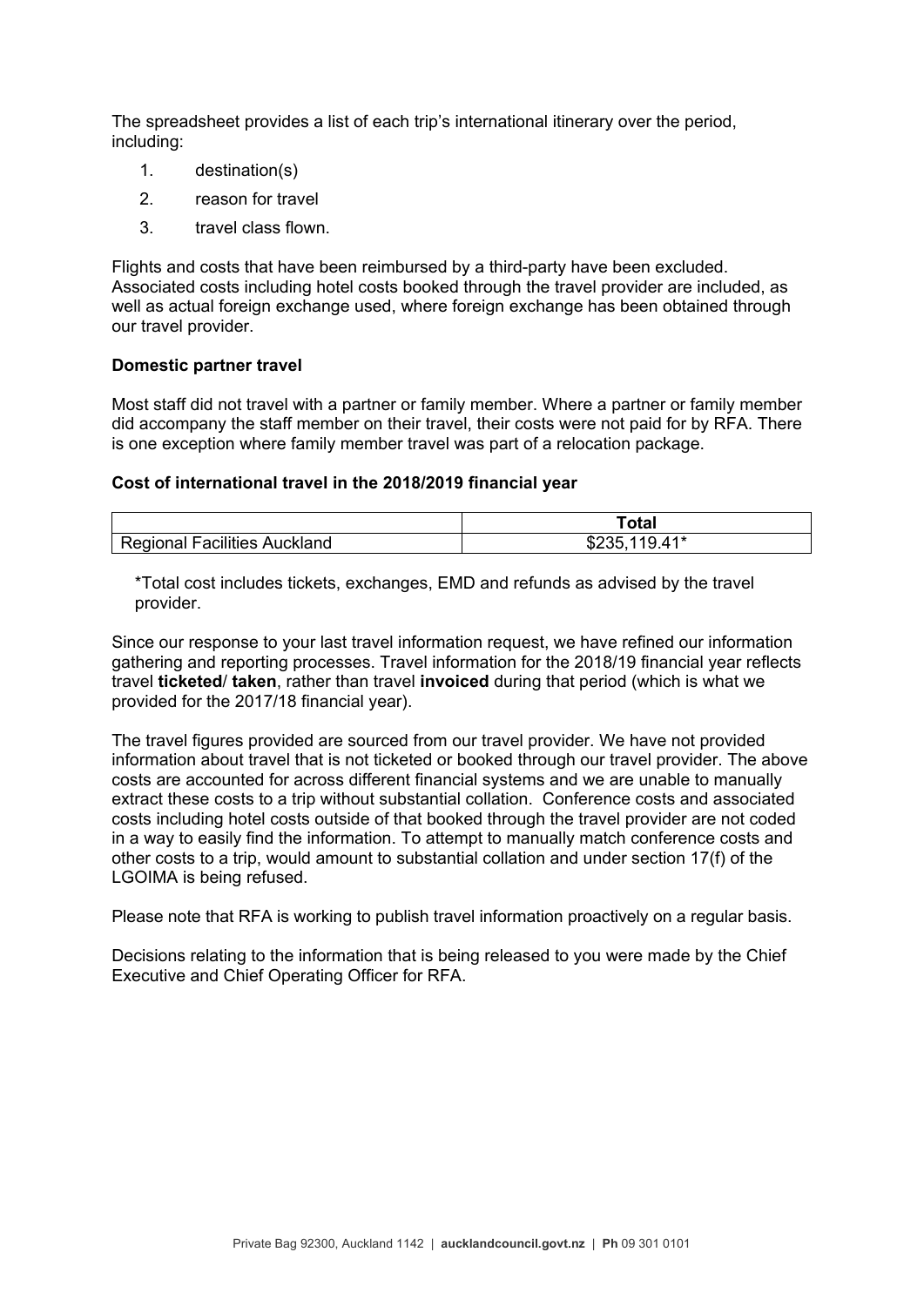The spreadsheet provides a list of each trip's international itinerary over the period, including:

1. destination(s)
2. reason for travel
3. travel class flown.

Flights and costs that have been reimbursed by a third-party have been excluded. Associated costs including hotel costs booked through the travel provider are included, as well as actual foreign exchange used, where foreign exchange has been obtained through our travel provider.

**Domestic partner travel**

Most staff did not travel with a partner or family member. Where a partner or family member did accompany the staff member on their travel, their costs were not paid for by RFA. There is one exception where family member travel was part of a relocation package.

**Cost of international travel in the 2018/2019 financial year**

| | Total |
|---|---|
| Regional Facilities Auckland | $235,119.41* |

*Total cost includes tickets, exchanges, EMD and refunds as advised by the travel provider.

Since our response to your last travel information request, we have refined our information gathering and reporting processes. Travel information for the 2018/19 financial year reflects travel **ticketed**/ **taken**, rather than travel **invoiced** during that period (which is what we provided for the 2017/18 financial year).

The travel figures provided are sourced from our travel provider. We have not provided information about travel that is not ticketed or booked through our travel provider. The above costs are accounted for across different financial systems and we are unable to manually extract these costs to a trip without substantial collation. Conference costs and associated costs including hotel costs outside of that booked through the travel provider are not coded in a way to easily find the information. To attempt to manually match conference costs and other costs to a trip, would amount to substantial collation and under section 17(f) of the LGOIMA is being refused.

Please note that RFA is working to publish travel information proactively on a regular basis.

Decisions relating to the information that is being released to you were made by the Chief Executive and Chief Operating Officer for RFA.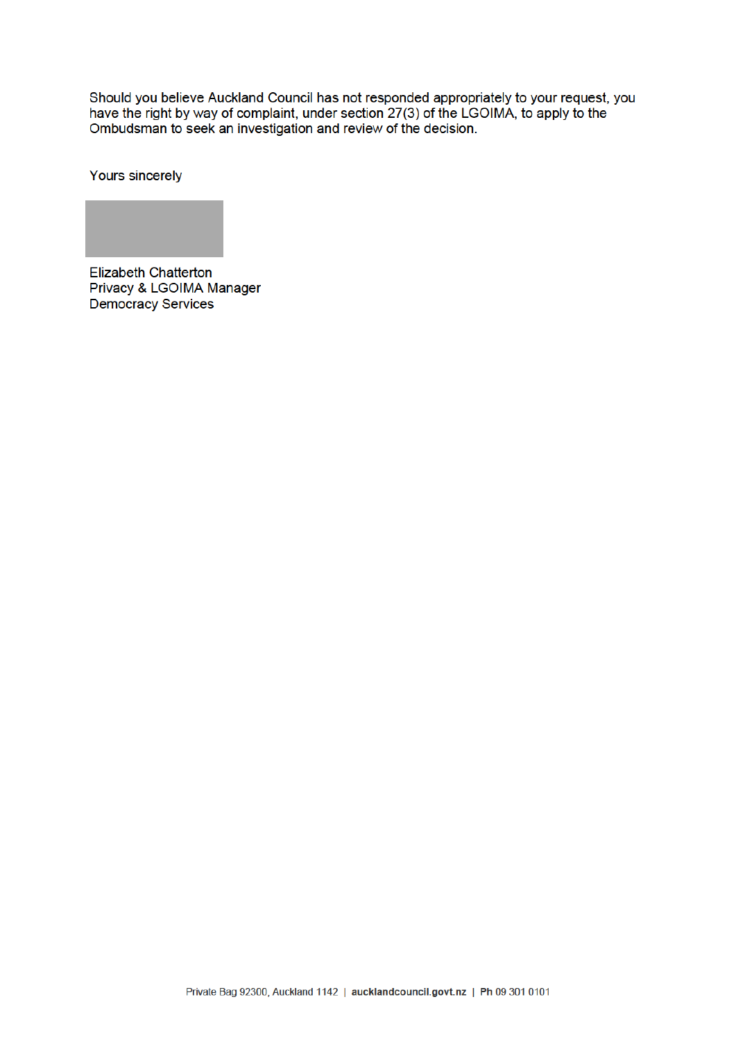Should you believe Auckland Council has not responded appropriately to your request, you have the right by way of complaint, under section 27(3) of the LGOIMA, to apply to the Ombudsman to seek an investigation and review of the decision.

Yours sincerely

Elizabeth Chatterton  
Privacy & LGOIMA Manager  
Democracy Services